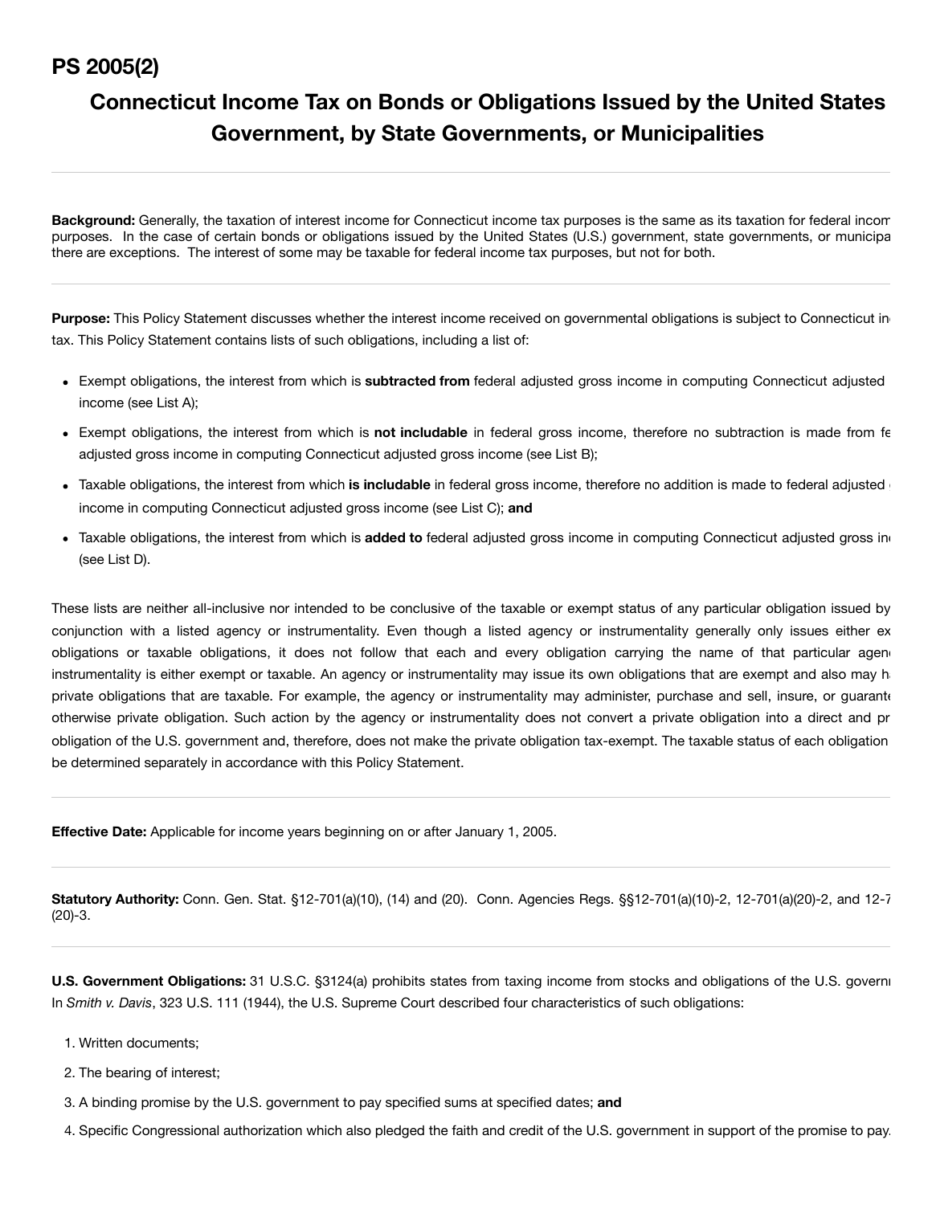# PS 2005(2)

## Connecticut Income Tax on Bonds or Obligations Issued by the United States Government, by State Governments, or Municipalities

---

**Background:** Generally, the taxation of interest income for Connecticut income tax purposes is the same as its taxation for federal incom purposes. In the case of certain bonds or obligations issued by the United States (U.S.) government, state governments, or municipa there are exceptions. The interest of some may be taxable for federal income tax purposes, but not for both.

---

**Purpose:** This Policy Statement discusses whether the interest income received on governmental obligations is subject to Connecticut in tax. This Policy Statement contains lists of such obligations, including a list of:

- Exempt obligations, the interest from which is **subtracted from** federal adjusted gross income in computing Connecticut adjusted income (see List A);
- Exempt obligations, the interest from which is **not includable** in federal gross income, therefore no subtraction is made from fe adjusted gross income in computing Connecticut adjusted gross income (see List B);
- Taxable obligations, the interest from which **is includable** in federal gross income, therefore no addition is made to federal adjusted income in computing Connecticut adjusted gross income (see List C); **and**
- Taxable obligations, the interest from which is **added to** federal adjusted gross income in computing Connecticut adjusted gross in (see List D).

These lists are neither all-inclusive nor intended to be conclusive of the taxable or exempt status of any particular obligation issued by conjunction with a listed agency or instrumentality. Even though a listed agency or instrumentality generally only issues either ex obligations or taxable obligations, it does not follow that each and every obligation carrying the name of that particular agen instrumentality is either exempt or taxable. An agency or instrumentality may issue its own obligations that are exempt and also may h private obligations that are taxable. For example, the agency or instrumentality may administer, purchase and sell, insure, or guarant otherwise private obligation. Such action by the agency or instrumentality does not convert a private obligation into a direct and pr obligation of the U.S. government and, therefore, does not make the private obligation tax-exempt. The taxable status of each obligation be determined separately in accordance with this Policy Statement.

---

**Effective Date:** Applicable for income years beginning on or after January 1, 2005.

---

**Statutory Authority:** Conn. Gen. Stat. §12-701(a)(10), (14) and (20). Conn. Agencies Regs. §§12-701(a)(10)-2, 12-701(a)(20)-2, and 12-7 (20)-3.

---

**U.S. Government Obligations:** 31 U.S.C. §3124(a) prohibits states from taxing income from stocks and obligations of the U.S. govern In *Smith v. Davis*, 323 U.S. 111 (1944), the U.S. Supreme Court described four characteristics of such obligations:

1. Written documents;
2. The bearing of interest;
3. A binding promise by the U.S. government to pay specified sums at specified dates; **and**
4. Specific Congressional authorization which also pledged the faith and credit of the U.S. government in support of the promise to pay.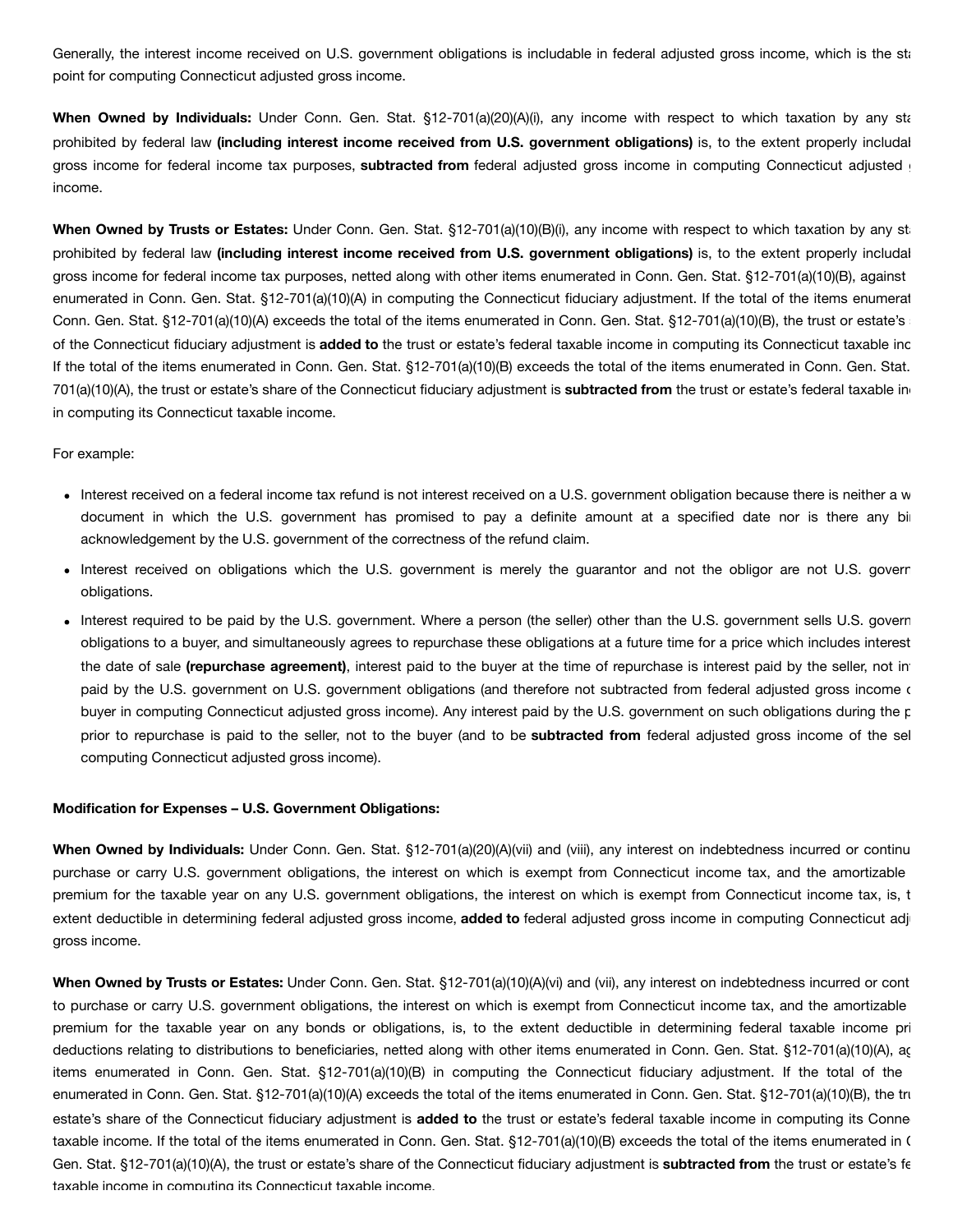Generally, the interest income received on U.S. government obligations is includable in federal adjusted gross income, which is the sta point for computing Connecticut adjusted gross income.

**When Owned by Individuals:** Under Conn. Gen. Stat. §12-701(a)(20)(A)(i), any income with respect to which taxation by any sta prohibited by federal law **(including interest income received from U.S. government obligations)** is, to the extent properly includal gross income for federal income tax purposes, **subtracted from** federal adjusted gross income in computing Connecticut adjusted income.

**When Owned by Trusts or Estates:** Under Conn. Gen. Stat. §12-701(a)(10)(B)(i), any income with respect to which taxation by any sta prohibited by federal law **(including interest income received from U.S. government obligations)** is, to the extent properly includal gross income for federal income tax purposes, netted along with other items enumerated in Conn. Gen. Stat. §12-701(a)(10)(B), against enumerated in Conn. Gen. Stat. §12-701(a)(10)(A) in computing the Connecticut fiduciary adjustment. If the total of the items enumerat Conn. Gen. Stat. §12-701(a)(10)(A) exceeds the total of the items enumerated in Conn. Gen. Stat. §12-701(a)(10)(B), the trust or estate's of the Connecticut fiduciary adjustment is **added to** the trust or estate's federal taxable income in computing its Connecticut taxable inc If the total of the items enumerated in Conn. Gen. Stat. §12-701(a)(10)(B) exceeds the total of the items enumerated in Conn. Gen. Stat. 701(a)(10)(A), the trust or estate's share of the Connecticut fiduciary adjustment is **subtracted from** the trust or estate's federal taxable in in computing its Connecticut taxable income.

For example:

- Interest received on a federal income tax refund is not interest received on a U.S. government obligation because there is neither a w document in which the U.S. government has promised to pay a definite amount at a specified date nor is there any bi acknowledgement by the U.S. government of the correctness of the refund claim.
- Interest received on obligations which the U.S. government is merely the guarantor and not the obligor are not U.S. goverr obligations.
- Interest required to be paid by the U.S. government. Where a person (the seller) other than the U.S. government sells U.S. goverr obligations to a buyer, and simultaneously agrees to repurchase these obligations at a future time for a price which includes interest the date of sale **(repurchase agreement)**, interest paid to the buyer at the time of repurchase is interest paid by the seller, not in paid by the U.S. government on U.S. government obligations (and therefore not subtracted from federal adjusted gross income c buyer in computing Connecticut adjusted gross income). Any interest paid by the U.S. government on such obligations during the p prior to repurchase is paid to the seller, not to the buyer (and to be **subtracted from** federal adjusted gross income of the sel computing Connecticut adjusted gross income).

**Modification for Expenses – U.S. Government Obligations:**

**When Owned by Individuals:** Under Conn. Gen. Stat. §12-701(a)(20)(A)(vii) and (viii), any interest on indebtedness incurred or continu purchase or carry U.S. government obligations, the interest on which is exempt from Connecticut income tax, and the amortizable premium for the taxable year on any U.S. government obligations, the interest on which is exempt from Connecticut income tax, is, t extent deductible in determining federal adjusted gross income, **added to** federal adjusted gross income in computing Connecticut adj gross income.

**When Owned by Trusts or Estates:** Under Conn. Gen. Stat. §12-701(a)(10)(A)(vi) and (vii), any interest on indebtedness incurred or cont to purchase or carry U.S. government obligations, the interest on which is exempt from Connecticut income tax, and the amortizable premium for the taxable year on any bonds or obligations, is, to the extent deductible in determining federal taxable income pri deductions relating to distributions to beneficiaries, netted along with other items enumerated in Conn. Gen. Stat. §12-701(a)(10)(A), ag items enumerated in Conn. Gen. Stat. §12-701(a)(10)(B) in computing the Connecticut fiduciary adjustment. If the total of the enumerated in Conn. Gen. Stat. §12-701(a)(10)(A) exceeds the total of the items enumerated in Conn. Gen. Stat. §12-701(a)(10)(B), the tru estate's share of the Connecticut fiduciary adjustment is **added to** the trust or estate's federal taxable income in computing its Conne taxable income. If the total of the items enumerated in Conn. Gen. Stat. §12-701(a)(10)(B) exceeds the total of the items enumerated in C Gen. Stat. §12-701(a)(10)(A), the trust or estate's share of the Connecticut fiduciary adjustment is **subtracted from** the trust or estate's fe taxable income in computing its Connecticut taxable income.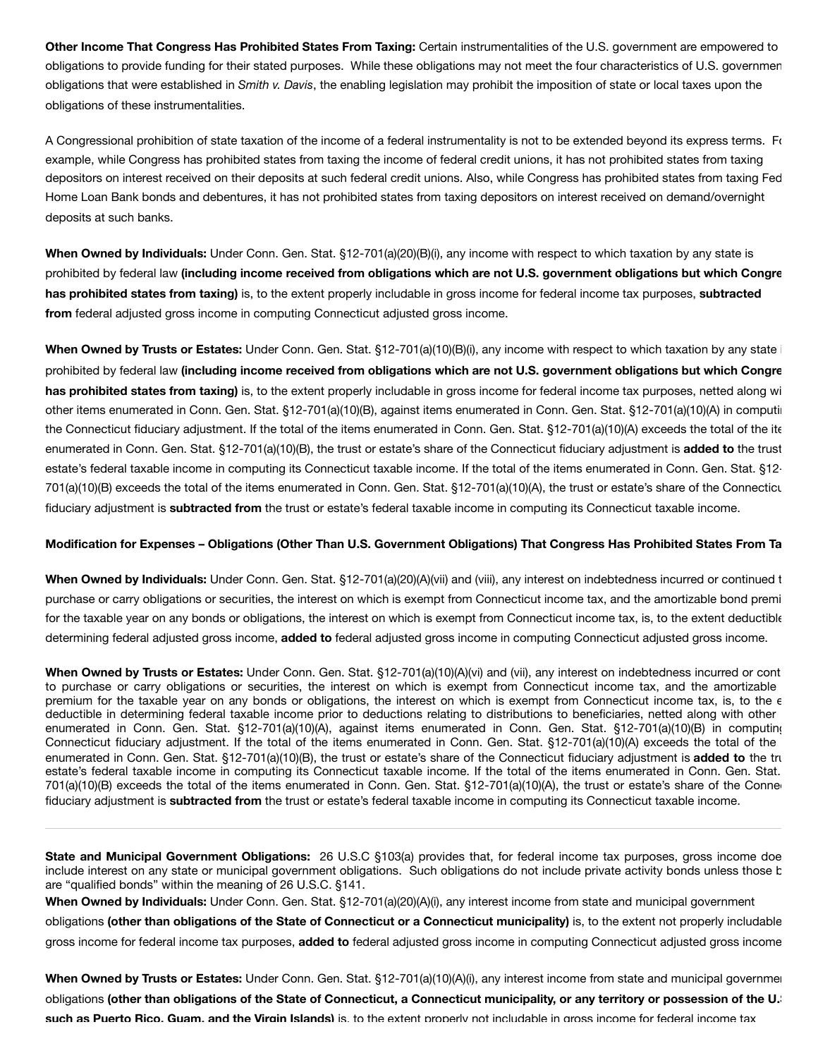**Other Income That Congress Has Prohibited States From Taxing:** Certain instrumentalities of the U.S. government are empowered to obligations to provide funding for their stated purposes. While these obligations may not meet the four characteristics of U.S. governmen obligations that were established in *Smith v. Davis*, the enabling legislation may prohibit the imposition of state or local taxes upon the obligations of these instrumentalities.

A Congressional prohibition of state taxation of the income of a federal instrumentality is not to be extended beyond its express terms. F example, while Congress has prohibited states from taxing the income of federal credit unions, it has not prohibited states from taxing depositors on interest received on their deposits at such federal credit unions. Also, while Congress has prohibited states from taxing Fed Home Loan Bank bonds and debentures, it has not prohibited states from taxing depositors on interest received on demand/overnight deposits at such banks.

**When Owned by Individuals:** Under Conn. Gen. Stat. §12-701(a)(20)(B)(i), any income with respect to which taxation by any state is prohibited by federal law **(including income received from obligations which are not U.S. government obligations but which Congre has prohibited states from taxing)** is, to the extent properly includable in gross income for federal income tax purposes, **subtracted from** federal adjusted gross income in computing Connecticut adjusted gross income.

**When Owned by Trusts or Estates:** Under Conn. Gen. Stat. §12-701(a)(10)(B)(i), any income with respect to which taxation by any state i prohibited by federal law **(including income received from obligations which are not U.S. government obligations but which Congre has prohibited states from taxing)** is, to the extent properly includable in gross income for federal income tax purposes, netted along wi other items enumerated in Conn. Gen. Stat. §12-701(a)(10)(B), against items enumerated in Conn. Gen. Stat. §12-701(a)(10)(A) in computi the Connecticut fiduciary adjustment. If the total of the items enumerated in Conn. Gen. Stat. §12-701(a)(10)(A) exceeds the total of the ite enumerated in Conn. Gen. Stat. §12-701(a)(10)(B), the trust or estate's share of the Connecticut fiduciary adjustment is **added to** the trust estate's federal taxable income in computing its Connecticut taxable income. If the total of the items enumerated in Conn. Gen. Stat. §12- 701(a)(10)(B) exceeds the total of the items enumerated in Conn. Gen. Stat. §12-701(a)(10)(A), the trust or estate's share of the Connecticu fiduciary adjustment is **subtracted from** the trust or estate's federal taxable income in computing its Connecticut taxable income.

**Modification for Expenses – Obligations (Other Than U.S. Government Obligations) That Congress Has Prohibited States From Ta**

**When Owned by Individuals:** Under Conn. Gen. Stat. §12-701(a)(20)(A)(vii) and (viii), any interest on indebtedness incurred or continued t purchase or carry obligations or securities, the interest on which is exempt from Connecticut income tax, and the amortizable bond premi for the taxable year on any bonds or obligations, the interest on which is exempt from Connecticut income tax, is, to the extent deductible determining federal adjusted gross income, **added to** federal adjusted gross income in computing Connecticut adjusted gross income.

**When Owned by Trusts or Estates:** Under Conn. Gen. Stat. §12-701(a)(10)(A)(vi) and (vii), any interest on indebtedness incurred or cont to purchase or carry obligations or securities, the interest on which is exempt from Connecticut income tax, and the amortizable premium for the taxable year on any bonds or obligations, the interest on which is exempt from Connecticut income tax, is, to the e deductible in determining federal taxable income prior to deductions relating to distributions to beneficiaries, netted along with other enumerated in Conn. Gen. Stat. §12-701(a)(10)(A), against items enumerated in Conn. Gen. Stat. §12-701(a)(10)(B) in computin Connecticut fiduciary adjustment. If the total of the items enumerated in Conn. Gen. Stat. §12-701(a)(10)(A) exceeds the total of the enumerated in Conn. Gen. Stat. §12-701(a)(10)(B), the trust or estate's share of the Connecticut fiduciary adjustment is **added to** the tr estate's federal taxable income in computing its Connecticut taxable income. If the total of the items enumerated in Conn. Gen. Stat. 701(a)(10)(B) exceeds the total of the items enumerated in Conn. Gen. Stat. §12-701(a)(10)(A), the trust or estate's share of the Conne fiduciary adjustment is **subtracted from** the trust or estate's federal taxable income in computing its Connecticut taxable income.

---

**State and Municipal Government Obligations:** 26 U.S.C §103(a) provides that, for federal income tax purposes, gross income doe include interest on any state or municipal government obligations. Such obligations do not include private activity bonds unless those b are "qualified bonds" within the meaning of 26 U.S.C. §141.

**When Owned by Individuals:** Under Conn. Gen. Stat. §12-701(a)(20)(A)(i), any interest income from state and municipal government obligations **(other than obligations of the State of Connecticut or a Connecticut municipality)** is, to the extent not properly includable gross income for federal income tax purposes, **added to** federal adjusted gross income in computing Connecticut adjusted gross income

**When Owned by Trusts or Estates:** Under Conn. Gen. Stat. §12-701(a)(10)(A)(i), any interest income from state and municipal governme obligations **(other than obligations of the State of Connecticut, a Connecticut municipality, or any territory or possession of the U.S such as Puerto Rico, Guam, and the Virgin Islands)** is, to the extent properly not includable in gross income for federal income tax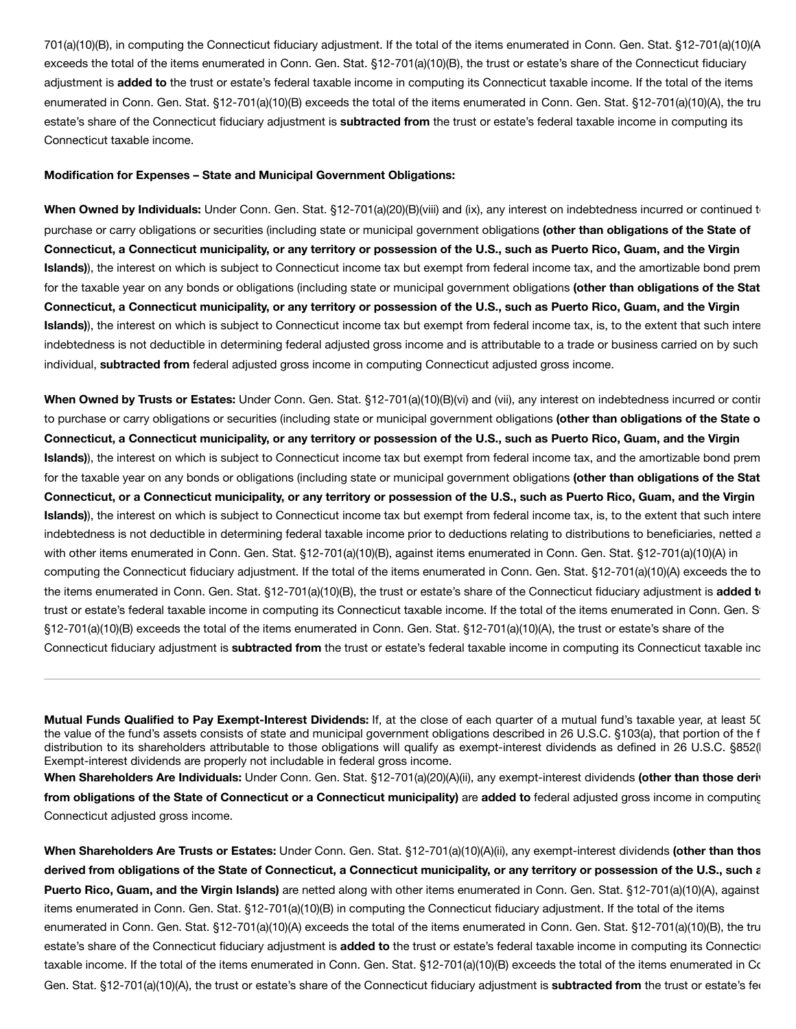701(a)(10)(B), in computing the Connecticut fiduciary adjustment. If the total of the items enumerated in Conn. Gen. Stat. §12-701(a)(10)(A exceeds the total of the items enumerated in Conn. Gen. Stat. §12-701(a)(10)(B), the trust or estate's share of the Connecticut fiduciary adjustment is **added to** the trust or estate's federal taxable income in computing its Connecticut taxable income. If the total of the items enumerated in Conn. Gen. Stat. §12-701(a)(10)(B) exceeds the total of the items enumerated in Conn. Gen. Stat. §12-701(a)(10)(A), the tru estate's share of the Connecticut fiduciary adjustment is **subtracted from** the trust or estate's federal taxable income in computing its Connecticut taxable income.

**Modification for Expenses – State and Municipal Government Obligations:**

**When Owned by Individuals:** Under Conn. Gen. Stat. §12-701(a)(20)(B)(viii) and (ix), any interest on indebtedness incurred or continued t purchase or carry obligations or securities (including state or municipal government obligations **(other than obligations of the State of Connecticut, a Connecticut municipality, or any territory or possession of the U.S., such as Puerto Rico, Guam, and the Virgin Islands)**), the interest on which is subject to Connecticut income tax but exempt from federal income tax, and the amortizable bond prem for the taxable year on any bonds or obligations (including state or municipal government obligations **(other than obligations of the Stat Connecticut, a Connecticut municipality, or any territory or possession of the U.S., such as Puerto Rico, Guam, and the Virgin Islands)**), the interest on which is subject to Connecticut income tax but exempt from federal income tax, is, to the extent that such intere indebtedness is not deductible in determining federal adjusted gross income and is attributable to a trade or business carried on by such individual, **subtracted from** federal adjusted gross income in computing Connecticut adjusted gross income.

**When Owned by Trusts or Estates:** Under Conn. Gen. Stat. §12-701(a)(10)(B)(vi) and (vii), any interest on indebtedness incurred or contir to purchase or carry obligations or securities (including state or municipal government obligations **(other than obligations of the State o Connecticut, a Connecticut municipality, or any territory or possession of the U.S., such as Puerto Rico, Guam, and the Virgin Islands)**), the interest on which is subject to Connecticut income tax but exempt from federal income tax, and the amortizable bond prem for the taxable year on any bonds or obligations (including state or municipal government obligations **(other than obligations of the Stat Connecticut, or a Connecticut municipality, or any territory or possession of the U.S., such as Puerto Rico, Guam, and the Virgin Islands)**), the interest on which is subject to Connecticut income tax but exempt from federal income tax, is, to the extent that such intere indebtedness is not deductible in determining federal taxable income prior to deductions relating to distributions to beneficiaries, netted a with other items enumerated in Conn. Gen. Stat. §12-701(a)(10)(B), against items enumerated in Conn. Gen. Stat. §12-701(a)(10)(A) in computing the Connecticut fiduciary adjustment. If the total of the items enumerated in Conn. Gen. Stat. §12-701(a)(10)(A) exceeds the to the items enumerated in Conn. Gen. Stat. §12-701(a)(10)(B), the trust or estate's share of the Connecticut fiduciary adjustment is **added t** trust or estate's federal taxable income in computing its Connecticut taxable income. If the total of the items enumerated in Conn. Gen. S §12-701(a)(10)(B) exceeds the total of the items enumerated in Conn. Gen. Stat. §12-701(a)(10)(A), the trust or estate's share of the Connecticut fiduciary adjustment is **subtracted from** the trust or estate's federal taxable income in computing its Connecticut taxable inc

---

**Mutual Funds Qualified to Pay Exempt-Interest Dividends:** If, at the close of each quarter of a mutual fund's taxable year, at least 50 the value of the fund's assets consists of state and municipal government obligations described in 26 U.S.C. §103(a), that portion of the f distribution to its shareholders attributable to those obligations will qualify as exempt-interest dividends as defined in 26 U.S.C. §852( Exempt-interest dividends are properly not includable in federal gross income.

**When Shareholders Are Individuals:** Under Conn. Gen. Stat. §12-701(a)(20)(A)(ii), any exempt-interest dividends **(other than those deriv from obligations of the State of Connecticut or a Connecticut municipality)** are **added to** federal adjusted gross income in computing Connecticut adjusted gross income.

**When Shareholders Are Trusts or Estates:** Under Conn. Gen. Stat. §12-701(a)(10)(A)(ii), any exempt-interest dividends **(other than thos derived from obligations of the State of Connecticut, a Connecticut municipality, or any territory or possession of the U.S., such a Puerto Rico, Guam, and the Virgin Islands)** are netted along with other items enumerated in Conn. Gen. Stat. §12-701(a)(10)(A), against items enumerated in Conn. Gen. Stat. §12-701(a)(10)(B) in computing the Connecticut fiduciary adjustment. If the total of the items enumerated in Conn. Gen. Stat. §12-701(a)(10)(A) exceeds the total of the items enumerated in Conn. Gen. Stat. §12-701(a)(10)(B), the tru estate's share of the Connecticut fiduciary adjustment is **added to** the trust or estate's federal taxable income in computing its Connectic taxable income. If the total of the items enumerated in Conn. Gen. Stat. §12-701(a)(10)(B) exceeds the total of the items enumerated in Co Gen. Stat. §12-701(a)(10)(A), the trust or estate's share of the Connecticut fiduciary adjustment is **subtracted from** the trust or estate's fe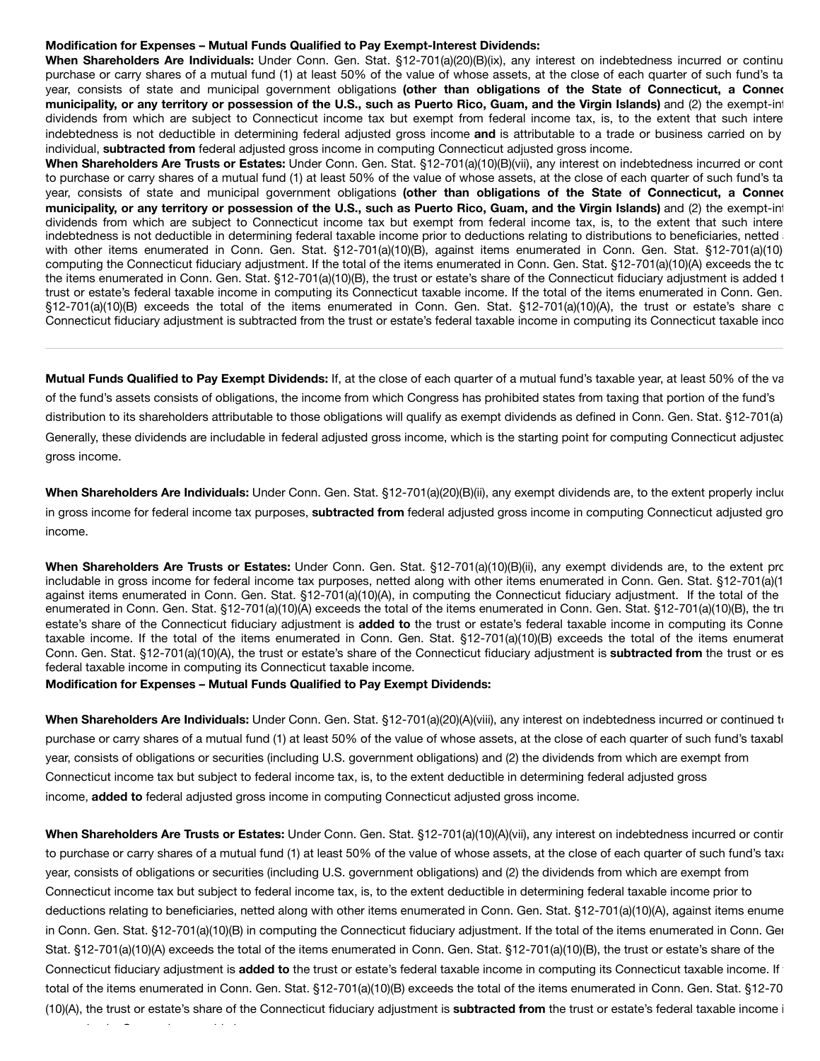**Modification for Expenses – Mutual Funds Qualified to Pay Exempt-Interest Dividends:**

**When Shareholders Are Individuals:** Under Conn. Gen. Stat. §12-701(a)(20)(B)(ix), any interest on indebtedness incurred or continu purchase or carry shares of a mutual fund (1) at least 50% of the value of whose assets, at the close of each quarter of such fund's ta year, consists of state and municipal government obligations **(other than obligations of the State of Connecticut, a Connec municipality, or any territory or possession of the U.S., such as Puerto Rico, Guam, and the Virgin Islands)** and (2) the exempt-int dividends from which are subject to Connecticut income tax but exempt from federal income tax, is, to the extent that such intere indebtedness is not deductible in determining federal adjusted gross income **and** is attributable to a trade or business carried on by individual, **subtracted from** federal adjusted gross income in computing Connecticut adjusted gross income.

**When Shareholders Are Trusts or Estates:** Under Conn. Gen. Stat. §12-701(a)(10)(B)(vii), any interest on indebtedness incurred or cont to purchase or carry shares of a mutual fund (1) at least 50% of the value of whose assets, at the close of each quarter of such fund's ta year, consists of state and municipal government obligations **(other than obligations of the State of Connecticut, a Connec municipality, or any territory or possession of the U.S., such as Puerto Rico, Guam, and the Virgin Islands)** and (2) the exempt-int dividends from which are subject to Connecticut income tax but exempt from federal income tax, is, to the extent that such intere indebtedness is not deductible in determining federal taxable income prior to deductions relating to distributions to beneficiaries, netted with other items enumerated in Conn. Gen. Stat. §12-701(a)(10)(B), against items enumerated in Conn. Gen. Stat. §12-701(a)(10) computing the Connecticut fiduciary adjustment. If the total of the items enumerated in Conn. Gen. Stat. §12-701(a)(10)(A) exceeds the to the items enumerated in Conn. Gen. Stat. §12-701(a)(10)(B), the trust or estate's share of the Connecticut fiduciary adjustment is added t trust or estate's federal taxable income in computing its Connecticut taxable income. If the total of the items enumerated in Conn. Gen. §12-701(a)(10)(B) exceeds the total of the items enumerated in Conn. Gen. Stat. §12-701(a)(10)(A), the trust or estate's share o Connecticut fiduciary adjustment is subtracted from the trust or estate's federal taxable income in computing its Connecticut taxable inco

---

**Mutual Funds Qualified to Pay Exempt Dividends:** If, at the close of each quarter of a mutual fund's taxable year, at least 50% of the va of the fund's assets consists of obligations, the income from which Congress has prohibited states from taxing that portion of the fund's distribution to its shareholders attributable to those obligations will qualify as exempt dividends as defined in Conn. Gen. Stat. §12-701(a) Generally, these dividends are includable in federal adjusted gross income, which is the starting point for computing Connecticut adjustec gross income.

**When Shareholders Are Individuals:** Under Conn. Gen. Stat. §12-701(a)(20)(B)(ii), any exempt dividends are, to the extent properly incluc in gross income for federal income tax purposes, **subtracted from** federal adjusted gross income in computing Connecticut adjusted gro income.

**When Shareholders Are Trusts or Estates:** Under Conn. Gen. Stat. §12-701(a)(10)(B)(ii), any exempt dividends are, to the extent pro includable in gross income for federal income tax purposes, netted along with other items enumerated in Conn. Gen. Stat. §12-701(a)(1 against items enumerated in Conn. Gen. Stat. §12-701(a)(10)(A), in computing the Connecticut fiduciary adjustment. If the total of the enumerated in Conn. Gen. Stat. §12-701(a)(10)(A) exceeds the total of the items enumerated in Conn. Gen. Stat. §12-701(a)(10)(B), the tru estate's share of the Connecticut fiduciary adjustment is **added to** the trust or estate's federal taxable income in computing its Conne taxable income. If the total of the items enumerated in Conn. Gen. Stat. §12-701(a)(10)(B) exceeds the total of the items enumerat Conn. Gen. Stat. §12-701(a)(10)(A), the trust or estate's share of the Connecticut fiduciary adjustment is **subtracted from** the trust or es federal taxable income in computing its Connecticut taxable income.

**Modification for Expenses – Mutual Funds Qualified to Pay Exempt Dividends:**

**When Shareholders Are Individuals:** Under Conn. Gen. Stat. §12-701(a)(20)(A)(viii), any interest on indebtedness incurred or continued to purchase or carry shares of a mutual fund (1) at least 50% of the value of whose assets, at the close of each quarter of such fund's taxabl year, consists of obligations or securities (including U.S. government obligations) and (2) the dividends from which are exempt from Connecticut income tax but subject to federal income tax, is, to the extent deductible in determining federal adjusted gross income, **added to** federal adjusted gross income in computing Connecticut adjusted gross income.

**When Shareholders Are Trusts or Estates:** Under Conn. Gen. Stat. §12-701(a)(10)(A)(vii), any interest on indebtedness incurred or contir to purchase or carry shares of a mutual fund (1) at least 50% of the value of whose assets, at the close of each quarter of such fund's taxa year, consists of obligations or securities (including U.S. government obligations) and (2) the dividends from which are exempt from Connecticut income tax but subject to federal income tax, is, to the extent deductible in determining federal taxable income prior to deductions relating to beneficiaries, netted along with other items enumerated in Conn. Gen. Stat. §12-701(a)(10)(A), against items enume in Conn. Gen. Stat. §12-701(a)(10)(B) in computing the Connecticut fiduciary adjustment. If the total of the items enumerated in Conn. Gen Stat. §12-701(a)(10)(A) exceeds the total of the items enumerated in Conn. Gen. Stat. §12-701(a)(10)(B), the trust or estate's share of the Connecticut fiduciary adjustment is **added to** the trust or estate's federal taxable income in computing its Connecticut taxable income. If total of the items enumerated in Conn. Gen. Stat. §12-701(a)(10)(B) exceeds the total of the items enumerated in Conn. Gen. Stat. §12-70 (10)(A), the trust or estate's share of the Connecticut fiduciary adjustment is **subtracted from** the trust or estate's federal taxable income i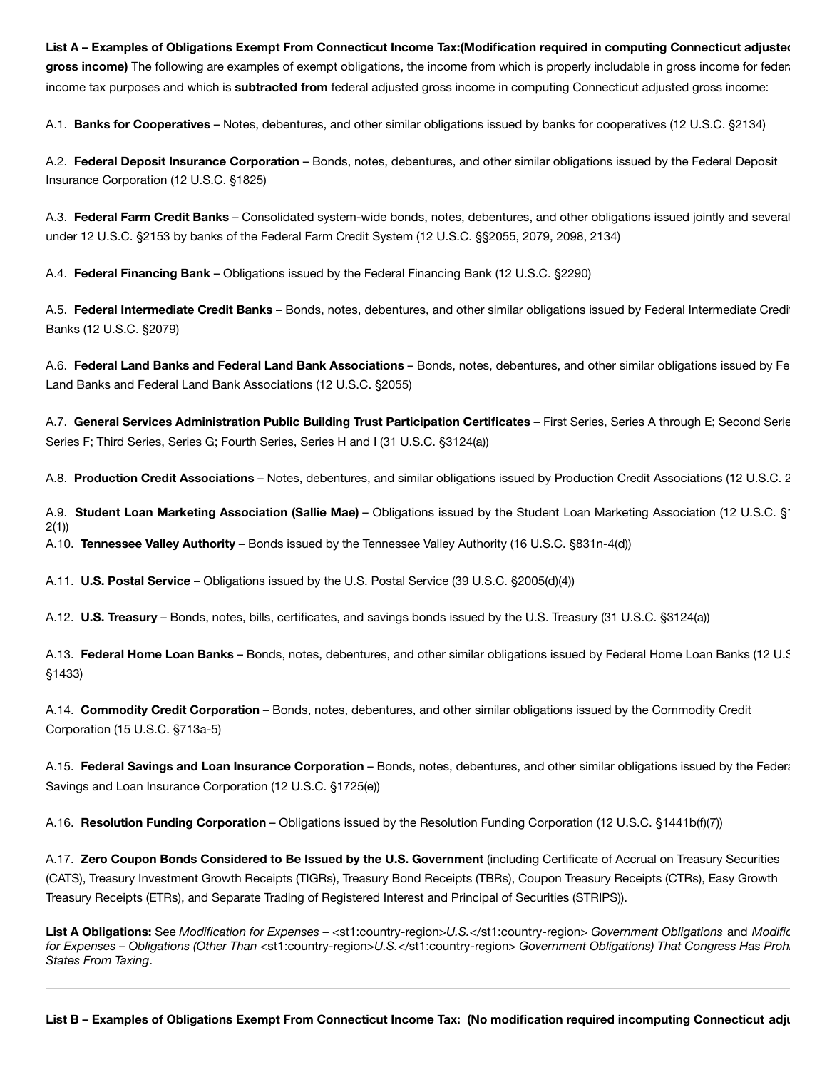**List A – Examples of Obligations Exempt From Connecticut Income Tax:(Modification required in computing Connecticut adjustec gross income)** The following are examples of exempt obligations, the income from which is properly includable in gross income for federa income tax purposes and which is **subtracted from** federal adjusted gross income in computing Connecticut adjusted gross income:

A.1. **Banks for Cooperatives** – Notes, debentures, and other similar obligations issued by banks for cooperatives (12 U.S.C. §2134)

A.2. **Federal Deposit Insurance Corporation** – Bonds, notes, debentures, and other similar obligations issued by the Federal Deposit Insurance Corporation (12 U.S.C. §1825)

A.3. **Federal Farm Credit Banks** – Consolidated system-wide bonds, notes, debentures, and other obligations issued jointly and several under 12 U.S.C. §2153 by banks of the Federal Farm Credit System (12 U.S.C. §§2055, 2079, 2098, 2134)

A.4. **Federal Financing Bank** – Obligations issued by the Federal Financing Bank (12 U.S.C. §2290)

A.5. **Federal Intermediate Credit Banks** – Bonds, notes, debentures, and other similar obligations issued by Federal Intermediate Credi Banks (12 U.S.C. §2079)

A.6. **Federal Land Banks and Federal Land Bank Associations** – Bonds, notes, debentures, and other similar obligations issued by Fe Land Banks and Federal Land Bank Associations (12 U.S.C. §2055)

A.7. **General Services Administration Public Building Trust Participation Certificates** – First Series, Series A through E; Second Serie Series F; Third Series, Series G; Fourth Series, Series H and I (31 U.S.C. §3124(a))

A.8. **Production Credit Associations** – Notes, debentures, and similar obligations issued by Production Credit Associations (12 U.S.C. 2

A.9. **Student Loan Marketing Association (Sallie Mae)** – Obligations issued by the Student Loan Marketing Association (12 U.S.C. § 2(1))

A.10. **Tennessee Valley Authority** – Bonds issued by the Tennessee Valley Authority (16 U.S.C. §831n-4(d))

A.11. **U.S. Postal Service** – Obligations issued by the U.S. Postal Service (39 U.S.C. §2005(d)(4))

A.12. **U.S. Treasury** – Bonds, notes, bills, certificates, and savings bonds issued by the U.S. Treasury (31 U.S.C. §3124(a))

A.13. **Federal Home Loan Banks** – Bonds, notes, debentures, and other similar obligations issued by Federal Home Loan Banks (12 U.S §1433)

A.14. **Commodity Credit Corporation** – Bonds, notes, debentures, and other similar obligations issued by the Commodity Credit Corporation (15 U.S.C. §713a-5)

A.15. **Federal Savings and Loan Insurance Corporation** – Bonds, notes, debentures, and other similar obligations issued by the Federa Savings and Loan Insurance Corporation (12 U.S.C. §1725(e))

A.16. **Resolution Funding Corporation** – Obligations issued by the Resolution Funding Corporation (12 U.S.C. §1441b(f)(7))

A.17. **Zero Coupon Bonds Considered to Be Issued by the U.S. Government** (including Certificate of Accrual on Treasury Securities (CATS), Treasury Investment Growth Receipts (TIGRs), Treasury Bond Receipts (TBRs), Coupon Treasury Receipts (CTRs), Easy Growth Treasury Receipts (ETRs), and Separate Trading of Registered Interest and Principal of Securities (STRIPS)).

**List A Obligations:** See *Modification for Expenses* – <st1:country-region>*U.S.*</st1:country-region> *Government Obligations* and *Modific for Expenses – Obligations (Other Than* <st1:country-region>*U.S.*</st1:country-region> *Government Obligations) That Congress Has Proh States From Taxing*.

---

**List B – Examples of Obligations Exempt From Connecticut Income Tax: (No modification required incomputing Connecticut adju**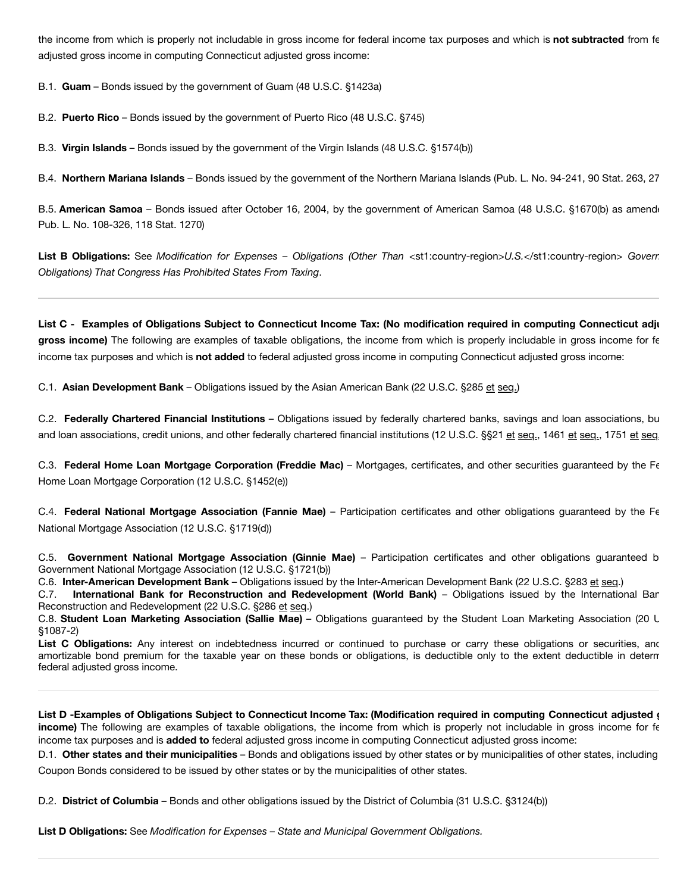the income from which is properly not includable in gross income for federal income tax purposes and which is **not subtracted** from fe adjusted gross income in computing Connecticut adjusted gross income:

B.1. **Guam** – Bonds issued by the government of Guam (48 U.S.C. §1423a)

B.2. **Puerto Rico** – Bonds issued by the government of Puerto Rico (48 U.S.C. §745)

B.3. **Virgin Islands** – Bonds issued by the government of the Virgin Islands (48 U.S.C. §1574(b))

B.4. **Northern Mariana Islands** – Bonds issued by the government of the Northern Mariana Islands (Pub. L. No. 94-241, 90 Stat. 263, 27

B.5. **American Samoa** – Bonds issued after October 16, 2004, by the government of American Samoa (48 U.S.C. §1670(b) as amende Pub. L. No. 108-326, 118 Stat. 1270)

**List B Obligations:** See *Modification for Expenses – Obligations (Other Than* <st1:country-region>*U.S.*</st1:country-region> *Goverr Obligations) That Congress Has Prohibited States From Taxing*.

---

**List C - Examples of Obligations Subject to Connecticut Income Tax: (No modification required in computing Connecticut adju gross income)** The following are examples of taxable obligations, the income from which is properly includable in gross income for fe income tax purposes and which is **not added** to federal adjusted gross income in computing Connecticut adjusted gross income:

C.1. **Asian Development Bank** – Obligations issued by the Asian American Bank (22 U.S.C. §285 et seq.)

C.2. **Federally Chartered Financial Institutions** – Obligations issued by federally chartered banks, savings and loan associations, bu and loan associations, credit unions, and other federally chartered financial institutions (12 U.S.C. §§21 et seq., 1461 et seq., 1751 et seq

C.3. **Federal Home Loan Mortgage Corporation (Freddie Mac)** – Mortgages, certificates, and other securities guaranteed by the Fe Home Loan Mortgage Corporation (12 U.S.C. §1452(e))

C.4. **Federal National Mortgage Association (Fannie Mae)** – Participation certificates and other obligations guaranteed by the Fe National Mortgage Association (12 U.S.C. §1719(d))

C.5. **Government National Mortgage Association (Ginnie Mae)** – Participation certificates and other obligations guaranteed b Government National Mortgage Association (12 U.S.C. §1721(b))

C.6. **Inter-American Development Bank** – Obligations issued by the Inter-American Development Bank (22 U.S.C. §283 et seq.)

C.7. **International Bank for Reconstruction and Redevelopment (World Bank)** – Obligations issued by the International Bar Reconstruction and Redevelopment (22 U.S.C. §286 et seq.)

C.8. **Student Loan Marketing Association (Sallie Mae)** – Obligations guaranteed by the Student Loan Marketing Association (20 U §1087-2)

**List C Obligations:** Any interest on indebtedness incurred or continued to purchase or carry these obligations or securities, anc amortizable bond premium for the taxable year on these bonds or obligations, is deductible only to the extent deductible in determ federal adjusted gross income.

---

**List D -Examples of Obligations Subject to Connecticut Income Tax: (Modification required in computing Connecticut adjusted g income)** The following are examples of taxable obligations, the income from which is properly not includable in gross income for fe income tax purposes and is **added to** federal adjusted gross income in computing Connecticut adjusted gross income:

D.1. **Other states and their municipalities** – Bonds and obligations issued by other states or by municipalities of other states, including Coupon Bonds considered to be issued by other states or by the municipalities of other states.

D.2. **District of Columbia** – Bonds and other obligations issued by the District of Columbia (31 U.S.C. §3124(b))

**List D Obligations:** See *Modification for Expenses – State and Municipal Government Obligations.*

---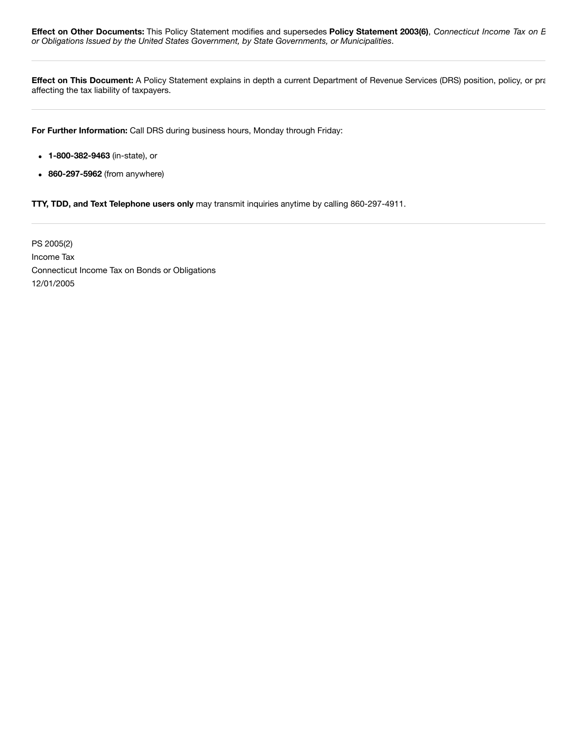**Effect on Other Documents:** This Policy Statement modifies and supersedes **Policy Statement 2003(6)**, *Connecticut Income Tax on Bonds or Obligations Issued by the United States Government, by State Governments, or Municipalities*.

---

**Effect on This Document:** A Policy Statement explains in depth a current Department of Revenue Services (DRS) position, policy, or practice affecting the tax liability of taxpayers.

---

**For Further Information:** Call DRS during business hours, Monday through Friday:

- **1-800-382-9463** (in-state), or
- **860-297-5962** (from anywhere)

**TTY, TDD, and Text Telephone users only** may transmit inquiries anytime by calling 860-297-4911.

---

PS 2005(2)
Income Tax
Connecticut Income Tax on Bonds or Obligations
12/01/2005